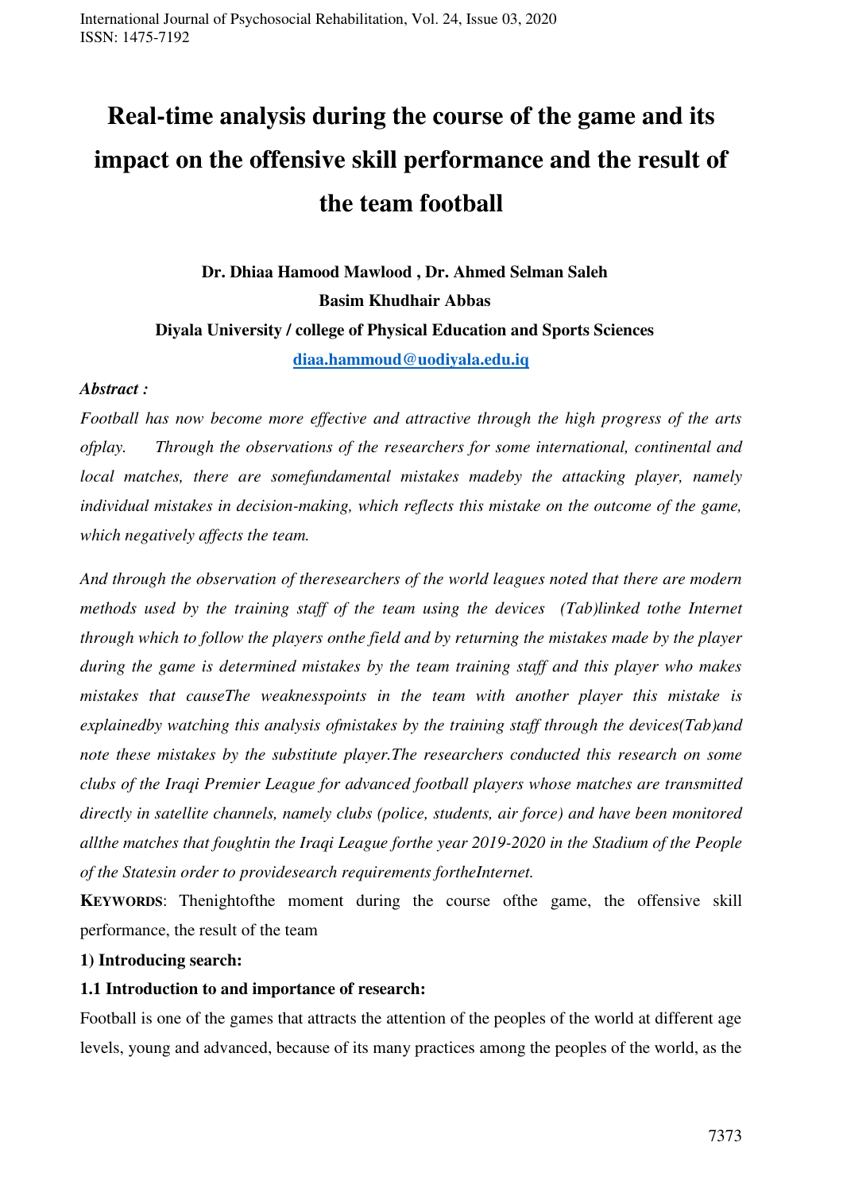# Real-time analysis during the course of the game and its impact on the offensive skill performance and the result of the team football

**Dr. Dhiaa Hamood Mawlood , Dr. Ahmed Selman Saleh**

**Basim Khudhair Abbas**

**Diyala University / college of Physical Education and Sports Sciences**

**diaa.hammoud@uodiyala.edu.iq**

***Abstract :***

*Football has now become more effective and attractive through the high progress of the arts ofplay. Through the observations of the researchers for some international, continental and local matches, there are somefundamental mistakes madeby the attacking player, namely individual mistakes in decision-making, which reflects this mistake on the outcome of the game, which negatively affects the team.*

*And through the observation of theresearchers of the world leagues noted that there are modern methods used by the training staff of the team using the devices (Tab)linked tothe Internet through which to follow the players onthe field and by returning the mistakes made by the player during the game is determined mistakes by the team training staff and this player who makes mistakes that causeThe weaknesspoints in the team with another player this mistake is explainedby watching this analysis ofmistakes by the training staff through the devices(Tab)and note these mistakes by the substitute player.The researchers conducted this research on some clubs of the Iraqi Premier League for advanced football players whose matches are transmitted directly in satellite channels, namely clubs (police, students, air force) and have been monitored allthe matches that foughtin the Iraqi League forthe year 2019-2020 in the Stadium of the People of the Statesin order to providesearch requirements fortheInternet.*

**KEYWORDS**: Thenightofthe moment during the course ofthe game, the offensive skill performance, the result of the team

**1) Introducing search:**

**1.1 Introduction to and importance of research:**

Football is one of the games that attracts the attention of the peoples of the world at different age levels, young and advanced, because of its many practices among the peoples of the world, as the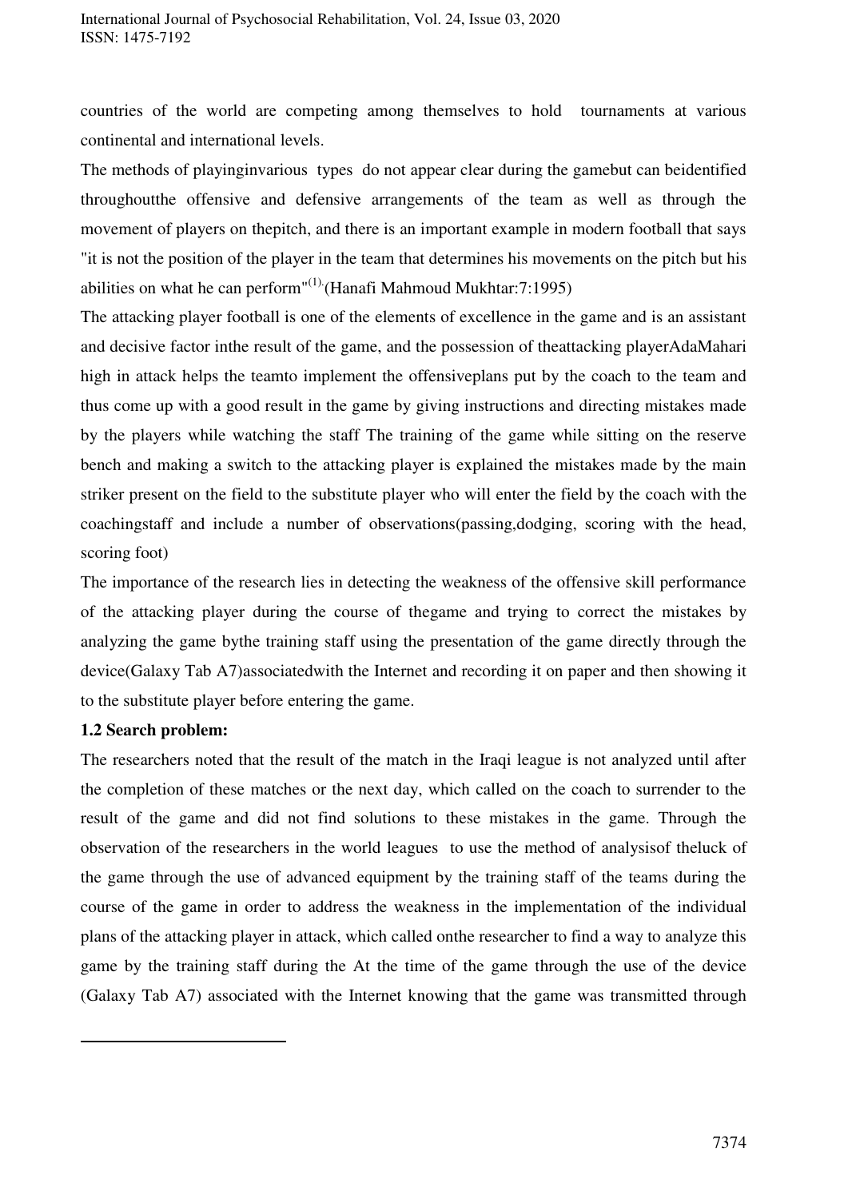countries of the world are competing among themselves to hold tournaments at various continental and international levels.

The methods of playinginvarious types do not appear clear during the gamebut can beidentified throughoutthe offensive and defensive arrangements of the team as well as through the movement of players on thepitch, and there is an important example in modern football that says "it is not the position of the player in the team that determines his movements on the pitch but his abilities on what he can perform"[(1).](Hanafi Mahmoud Mukhtar:7:1995)

The attacking player football is one of the elements of excellence in the game and is an assistant and decisive factor inthe result of the game, and the possession of theattacking playerAdaMahari high in attack helps the teamto implement the offensiveplans put by the coach to the team and thus come up with a good result in the game by giving instructions and directing mistakes made by the players while watching the staff The training of the game while sitting on the reserve bench and making a switch to the attacking player is explained the mistakes made by the main striker present on the field to the substitute player who will enter the field by the coach with the coachingstaff and include a number of observations(passing,dodging, scoring with the head, scoring foot)

The importance of the research lies in detecting the weakness of the offensive skill performance of the attacking player during the course of thegame and trying to correct the mistakes by analyzing the game bythe training staff using the presentation of the game directly through the device(Galaxy Tab A7)associatedwith the Internet and recording it on paper and then showing it to the substitute player before entering the game.

**1.2 Search problem:**

The researchers noted that the result of the match in the Iraqi league is not analyzed until after the completion of these matches or the next day, which called on the coach to surrender to the result of the game and did not find solutions to these mistakes in the game. Through the observation of the researchers in the world leagues to use the method of analysisof theluck of the game through the use of advanced equipment by the training staff of the teams during the course of the game in order to address the weakness in the implementation of the individual plans of the attacking player in attack, which called onthe researcher to find a way to analyze this game by the training staff during the At the time of the game through the use of the device (Galaxy Tab A7) associated with the Internet knowing that the game was transmitted through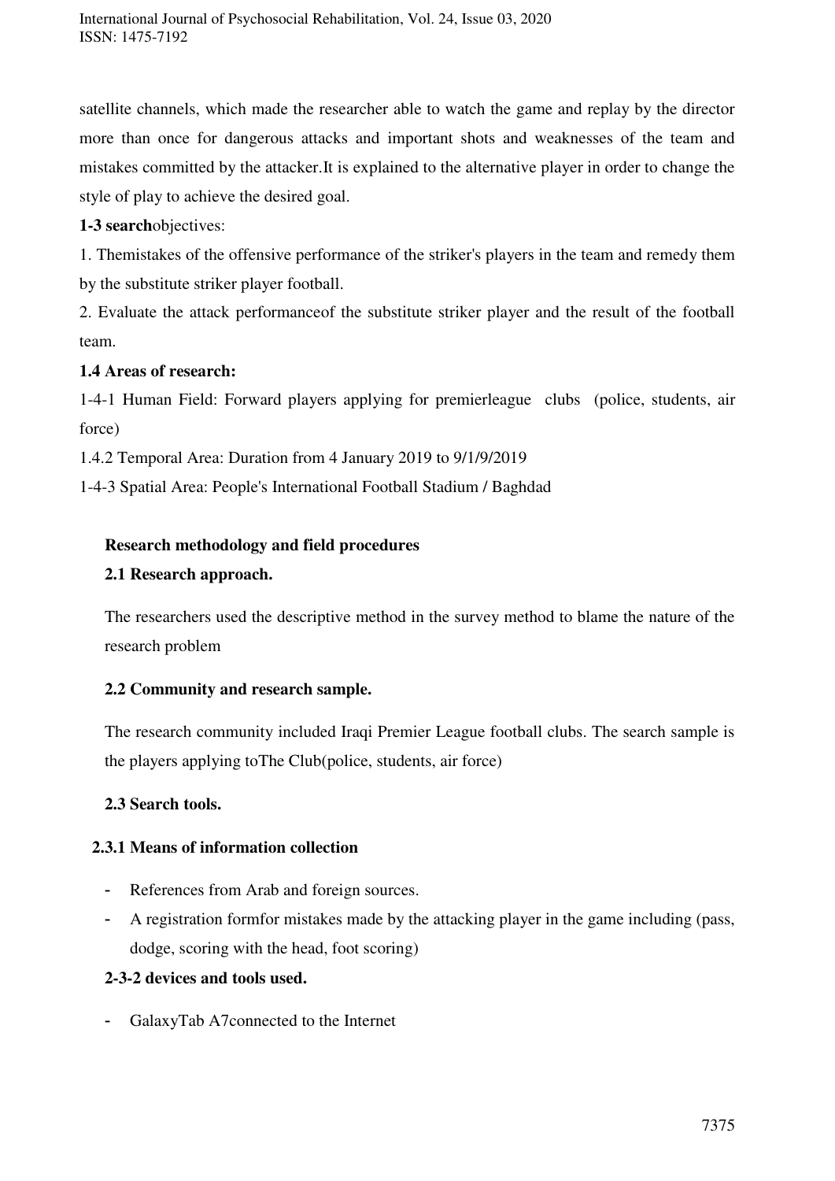satellite channels, which made the researcher able to watch the game and replay by the director more than once for dangerous attacks and important shots and weaknesses of the team and mistakes committed by the attacker.It is explained to the alternative player in order to change the style of play to achieve the desired goal.

**1-3 search**objectives:

1. Themistakes of the offensive performance of the striker's players in the team and remedy them by the substitute striker player football.

2. Evaluate the attack performanceof the substitute striker player and the result of the football team.

### 1.4 Areas of research:

1-4-1 Human Field: Forward players applying for premierleague clubs (police, students, air force)

1.4.2 Temporal Area: Duration from 4 January 2019 to 9/1/9/2019

1-4-3 Spatial Area: People's International Football Stadium / Baghdad

## Research methodology and field procedures

### 2.1 Research approach.

The researchers used the descriptive method in the survey method to blame the nature of the research problem

### 2.2 Community and research sample.

The research community included Iraqi Premier League football clubs. The search sample is the players applying toThe Club(police, students, air force)

### 2.3 Search tools.

#### 2.3.1 Means of information collection

- References from Arab and foreign sources.
- A registration formfor mistakes made by the attacking player in the game including (pass, dodge, scoring with the head, foot scoring)

#### 2-3-2 devices and tools used.

- GalaxyTab A7connected to the Internet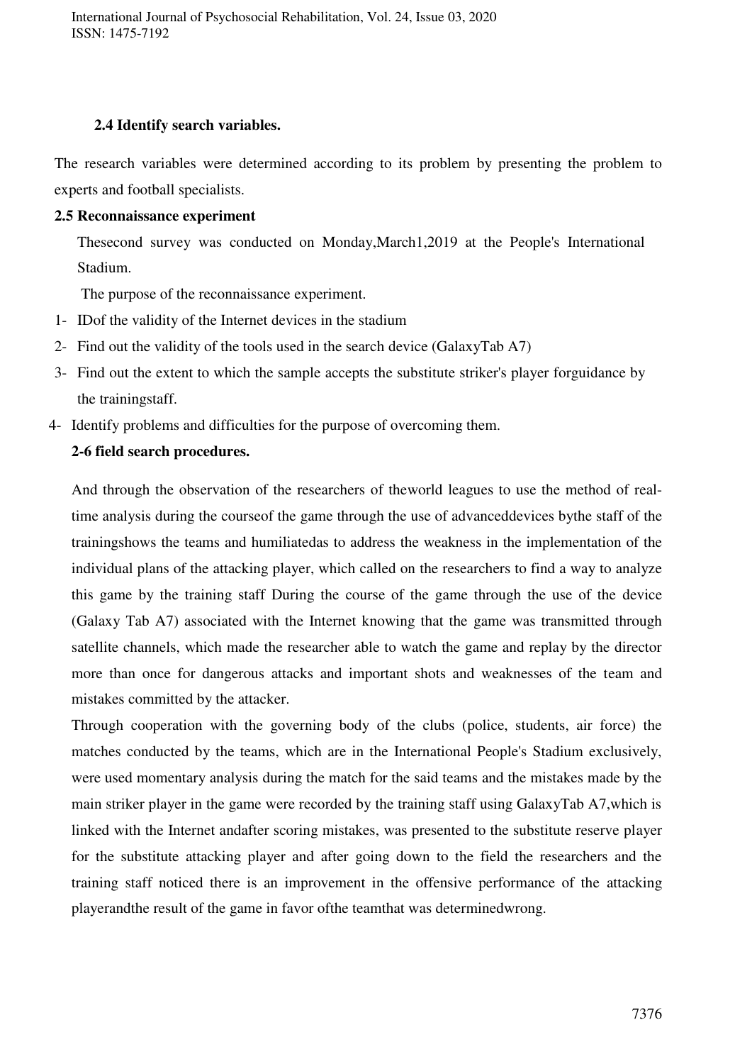### 2.4 Identify search variables.

The research variables were determined according to its problem by presenting the problem to experts and football specialists.

### 2.5 Reconnaissance experiment

Thesecond survey was conducted on Monday,March1,2019 at the People's International Stadium.

The purpose of the reconnaissance experiment.

1- IDof the validity of the Internet devices in the stadium
2- Find out the validity of the tools used in the search device (GalaxyTab A7)
3- Find out the extent to which the sample accepts the substitute striker's player forguidance by the trainingstaff.
4- Identify problems and difficulties for the purpose of overcoming them.

### 2-6 field search procedures.

And through the observation of the researchers of theworld leagues to use the method of real-time analysis during the courseof the game through the use of advanceddevices bythe staff of the trainingshows the teams and humiliatedas to address the weakness in the implementation of the individual plans of the attacking player, which called on the researchers to find a way to analyze this game by the training staff During the course of the game through the use of the device (Galaxy Tab A7) associated with the Internet knowing that the game was transmitted through satellite channels, which made the researcher able to watch the game and replay by the director more than once for dangerous attacks and important shots and weaknesses of the team and mistakes committed by the attacker.

Through cooperation with the governing body of the clubs (police, students, air force) the matches conducted by the teams, which are in the International People's Stadium exclusively, were used momentary analysis during the match for the said teams and the mistakes made by the main striker player in the game were recorded by the training staff using GalaxyTab A7,which is linked with the Internet andafter scoring mistakes, was presented to the substitute reserve player for the substitute attacking player and after going down to the field the researchers and the training staff noticed there is an improvement in the offensive performance of the attacking playerandthe result of the game in favor ofthe teamthat was determinedwrong.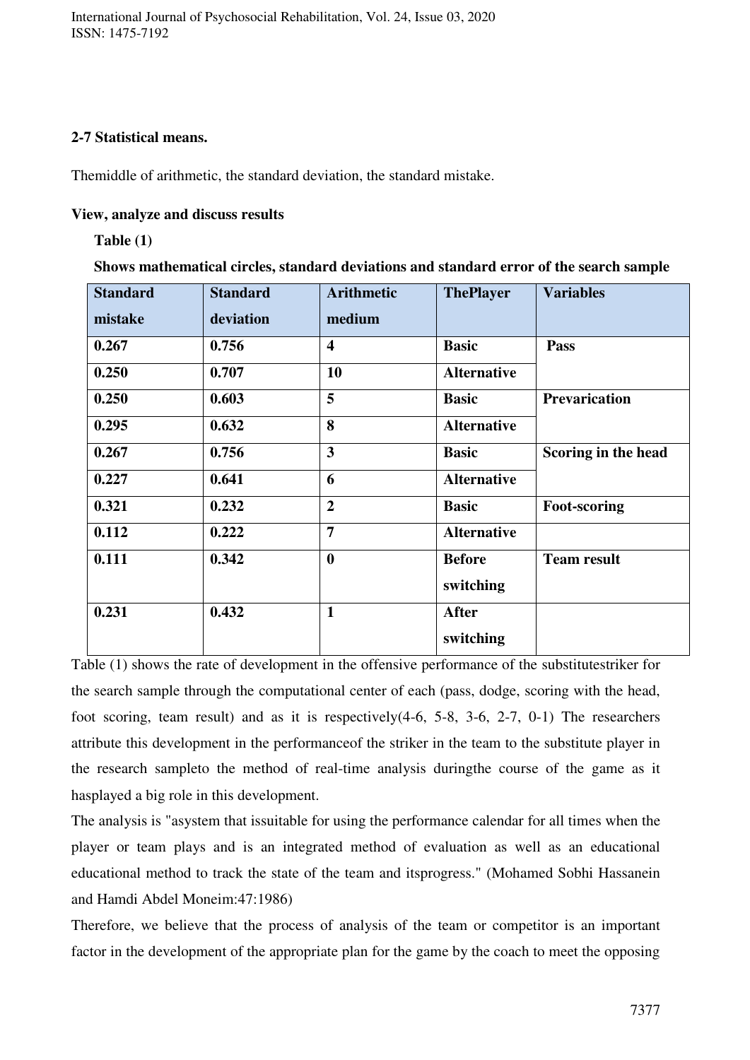**2-7 Statistical means.**

Themiddle of arithmetic, the standard deviation, the standard mistake.

**View, analyze and discuss results**

**Table (1)**

**Shows mathematical circles, standard deviations and standard error of the search sample**

| Standard mistake | Standard deviation | Arithmetic medium | ThePlayer | Variables |
|---|---|---|---|---|
| **0.267** | **0.756** | **4** | **Basic** | **Pass** |
| **0.250** | **0.707** | **10** | **Alternative** | |
| **0.250** | **0.603** | **5** | **Basic** | **Prevarication** |
| **0.295** | **0.632** | **8** | **Alternative** | |
| **0.267** | **0.756** | **3** | **Basic** | **Scoring in the head** |
| **0.227** | **0.641** | **6** | **Alternative** | |
| **0.321** | **0.232** | **2** | **Basic** | **Foot-scoring** |
| **0.112** | **0.222** | **7** | **Alternative** | |
| **0.111** | **0.342** | **0** | **Before switching** | **Team result** |
| **0.231** | **0.432** | **1** | **After switching** | |

Table (1) shows the rate of development in the offensive performance of the substitutestriker for the search sample through the computational center of each (pass, dodge, scoring with the head, foot scoring, team result) and as it is respectively(4-6, 5-8, 3-6, 2-7, 0-1) The researchers attribute this development in the performanceof the striker in the team to the substitute player in the research sampleto the method of real-time analysis duringthe course of the game as it hasplayed a big role in this development.

The analysis is "asystem that issuitable for using the performance calendar for all times when the player or team plays and is an integrated method of evaluation as well as an educational educational method to track the state of the team and itsprogress." (Mohamed Sobhi Hassanein and Hamdi Abdel Moneim:47:1986)

Therefore, we believe that the process of analysis of the team or competitor is an important factor in the development of the appropriate plan for the game by the coach to meet the opposing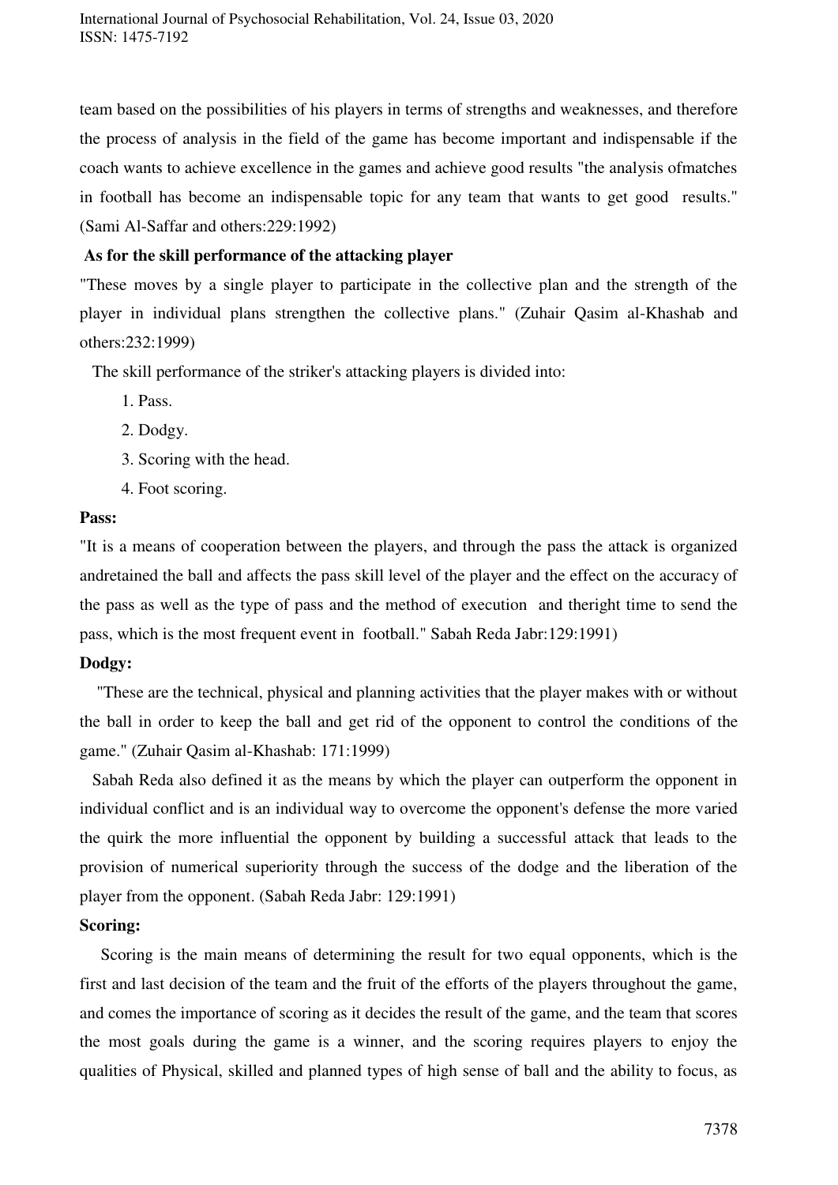team based on the possibilities of his players in terms of strengths and weaknesses, and therefore the process of analysis in the field of the game has become important and indispensable if the coach wants to achieve excellence in the games and achieve good results "the analysis ofmatches in football has become an indispensable topic for any team that wants to get good results." (Sami Al-Saffar and others:229:1992)

**As for the skill performance of the attacking player**

"These moves by a single player to participate in the collective plan and the strength of the player in individual plans strengthen the collective plans." (Zuhair Qasim al-Khashab and others:232:1999)

The skill performance of the striker's attacking players is divided into:

1. Pass.
2. Dodgy.
3. Scoring with the head.
4. Foot scoring.

**Pass:**

"It is a means of cooperation between the players, and through the pass the attack is organized andretained the ball and affects the pass skill level of the player and the effect on the accuracy of the pass as well as the type of pass and the method of execution and theright time to send the pass, which is the most frequent event in football." Sabah Reda Jabr:129:1991)

**Dodgy:**

"These are the technical, physical and planning activities that the player makes with or without the ball in order to keep the ball and get rid of the opponent to control the conditions of the game." (Zuhair Qasim al-Khashab: 171:1999)

Sabah Reda also defined it as the means by which the player can outperform the opponent in individual conflict and is an individual way to overcome the opponent's defense the more varied the quirk the more influential the opponent by building a successful attack that leads to the provision of numerical superiority through the success of the dodge and the liberation of the player from the opponent. (Sabah Reda Jabr: 129:1991)

**Scoring:**

Scoring is the main means of determining the result for two equal opponents, which is the first and last decision of the team and the fruit of the efforts of the players throughout the game, and comes the importance of scoring as it decides the result of the game, and the team that scores the most goals during the game is a winner, and the scoring requires players to enjoy the qualities of Physical, skilled and planned types of high sense of ball and the ability to focus, as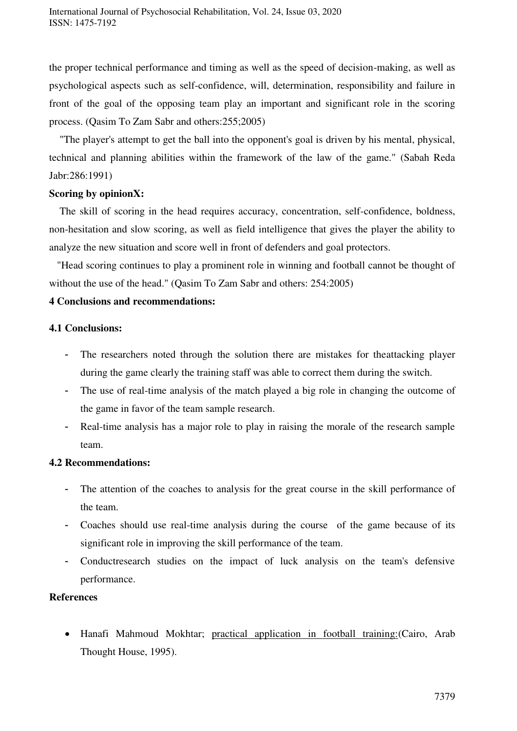the proper technical performance and timing as well as the speed of decision-making, as well as psychological aspects such as self-confidence, will, determination, responsibility and failure in front of the goal of the opposing team play an important and significant role in the scoring process. (Qasim To Zam Sabr and others:255;2005)

"The player's attempt to get the ball into the opponent's goal is driven by his mental, physical, technical and planning abilities within the framework of the law of the game." (Sabah Reda Jabr:286:1991)

**Scoring by opinionX:**

The skill of scoring in the head requires accuracy, concentration, self-confidence, boldness, non-hesitation and slow scoring, as well as field intelligence that gives the player the ability to analyze the new situation and score well in front of defenders and goal protectors.

"Head scoring continues to play a prominent role in winning and football cannot be thought of without the use of the head." (Qasim To Zam Sabr and others: 254:2005)

**4 Conclusions and recommendations:**

**4.1 Conclusions:**

- The researchers noted through the solution there are mistakes for theattacking player during the game clearly the training staff was able to correct them during the switch.
- The use of real-time analysis of the match played a big role in changing the outcome of the game in favor of the team sample research.
- Real-time analysis has a major role to play in raising the morale of the research sample team.

**4.2 Recommendations:**

- The attention of the coaches to analysis for the great course in the skill performance of the team.
- Coaches should use real-time analysis during the course of the game because of its significant role in improving the skill performance of the team.
- Conductresearch studies on the impact of luck analysis on the team's defensive performance.

**References**

- Hanafi Mahmoud Mokhtar; practical application in football training:(Cairo, Arab Thought House, 1995).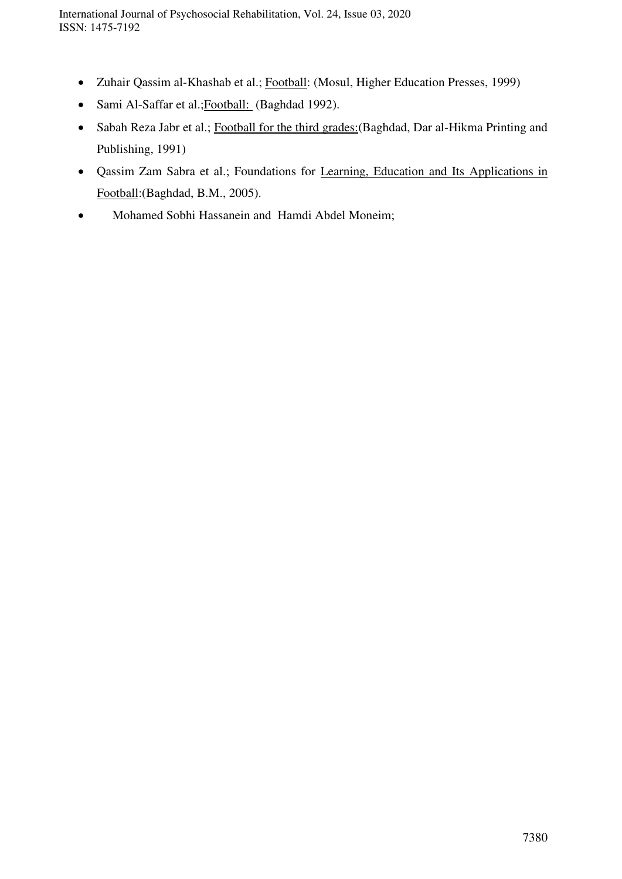- Zuhair Qassim al-Khashab et al.; Football: (Mosul, Higher Education Presses, 1999)
- Sami Al-Saffar et al.;Football:  (Baghdad 1992).
- Sabah Reza Jabr et al.; Football for the third grades:(Baghdad, Dar al-Hikma Printing and Publishing, 1991)
- Qassim Zam Sabra et al.; Foundations for Learning, Education and Its Applications in Football:(Baghdad, B.M., 2005).
- Mohamed Sobhi Hassanein and Hamdi Abdel Moneim;